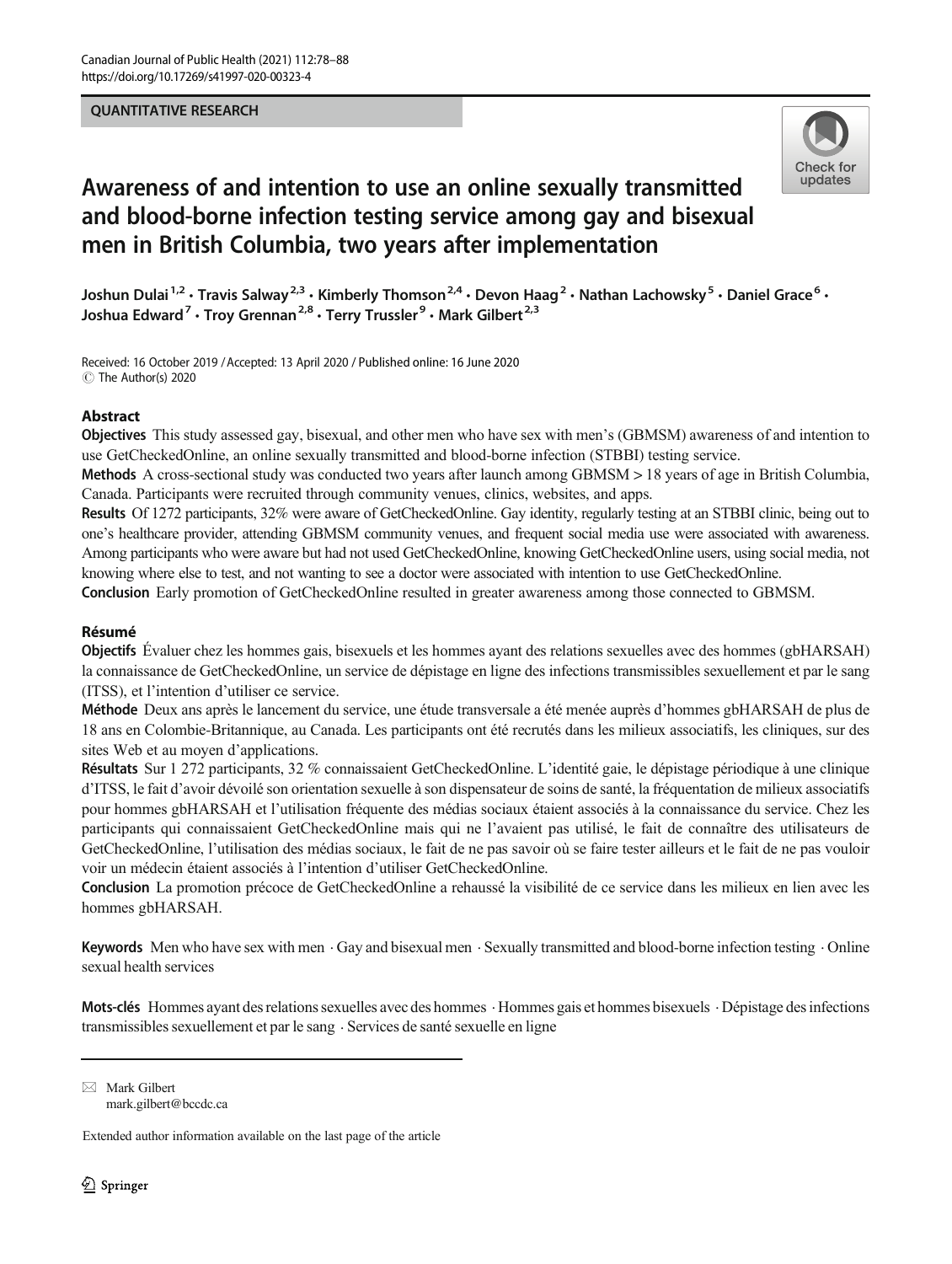QUANTITATIVE RESEARCH

# Awareness of and intention to use an online sexually transmitted and blood-borne infection testing service among gay and bisexual men in British Columbia, two years after implementation

Joshun Dulai[1,2] · Travis Salway[2,3] · Kimberly Thomson[2,4] · Devon Haag[2] · Nathan Lachowsky[5] · Daniel Grace[6] · Joshua Edward[7] · Troy Grennan[2,8] · Terry Trussler[9] · Mark Gilbert[2,3]

Received: 16 October 2019 / Accepted: 13 April 2020 / Published online: 16 June 2020
© The Author(s) 2020

## Abstract

**Objectives** This study assessed gay, bisexual, and other men who have sex with men's (GBMSM) awareness of and intention to use GetCheckedOnline, an online sexually transmitted and blood-borne infection (STBBI) testing service.

**Methods** A cross-sectional study was conducted two years after launch among GBMSM > 18 years of age in British Columbia, Canada. Participants were recruited through community venues, clinics, websites, and apps.

**Results** Of 1272 participants, 32% were aware of GetCheckedOnline. Gay identity, regularly testing at an STBBI clinic, being out to one's healthcare provider, attending GBMSM community venues, and frequent social media use were associated with awareness. Among participants who were aware but had not used GetCheckedOnline, knowing GetCheckedOnline users, using social media, not knowing where else to test, and not wanting to see a doctor were associated with intention to use GetCheckedOnline.

**Conclusion** Early promotion of GetCheckedOnline resulted in greater awareness among those connected to GBMSM.

## Résumé

**Objectifs** Évaluer chez les hommes gais, bisexuels et les hommes ayant des relations sexuelles avec des hommes (gbHARSAH) la connaissance de GetCheckedOnline, un service de dépistage en ligne des infections transmissibles sexuellement et par le sang (ITSS), et l'intention d'utiliser ce service.

**Méthode** Deux ans après le lancement du service, une étude transversale a été menée auprès d'hommes gbHARSAH de plus de 18 ans en Colombie-Britannique, au Canada. Les participants ont été recrutés dans les milieux associatifs, les cliniques, sur des sites Web et au moyen d'applications.

**Résultats** Sur 1 272 participants, 32 % connaissaient GetCheckedOnline. L'identité gaie, le dépistage périodique à une clinique d'ITSS, le fait d'avoir dévoilé son orientation sexuelle à son dispensateur de soins de santé, la fréquentation de milieux associatifs pour hommes gbHARSAH et l'utilisation fréquente des médias sociaux étaient associés à la connaissance du service. Chez les participants qui connaissaient GetCheckedOnline mais qui ne l'avaient pas utilisé, le fait de connaître des utilisateurs de GetCheckedOnline, l'utilisation des médias sociaux, le fait de ne pas savoir où se faire tester ailleurs et le fait de ne pas vouloir voir un médecin étaient associés à l'intention d'utiliser GetCheckedOnline.

**Conclusion** La promotion précoce de GetCheckedOnline a rehaussé la visibilité de ce service dans les milieux en lien avec les hommes gbHARSAH.

**Keywords** Men who have sex with men · Gay and bisexual men · Sexually transmitted and blood-borne infection testing · Online sexual health services

**Mots-clés** Hommes ayant des relations sexuelles avec des hommes · Hommes gais et hommes bisexuels · Dépistage des infections transmissibles sexuellement et par le sang · Services de santé sexuelle en ligne

---

✉ Mark Gilbert
mark.gilbert@bccdc.ca

Extended author information available on the last page of the article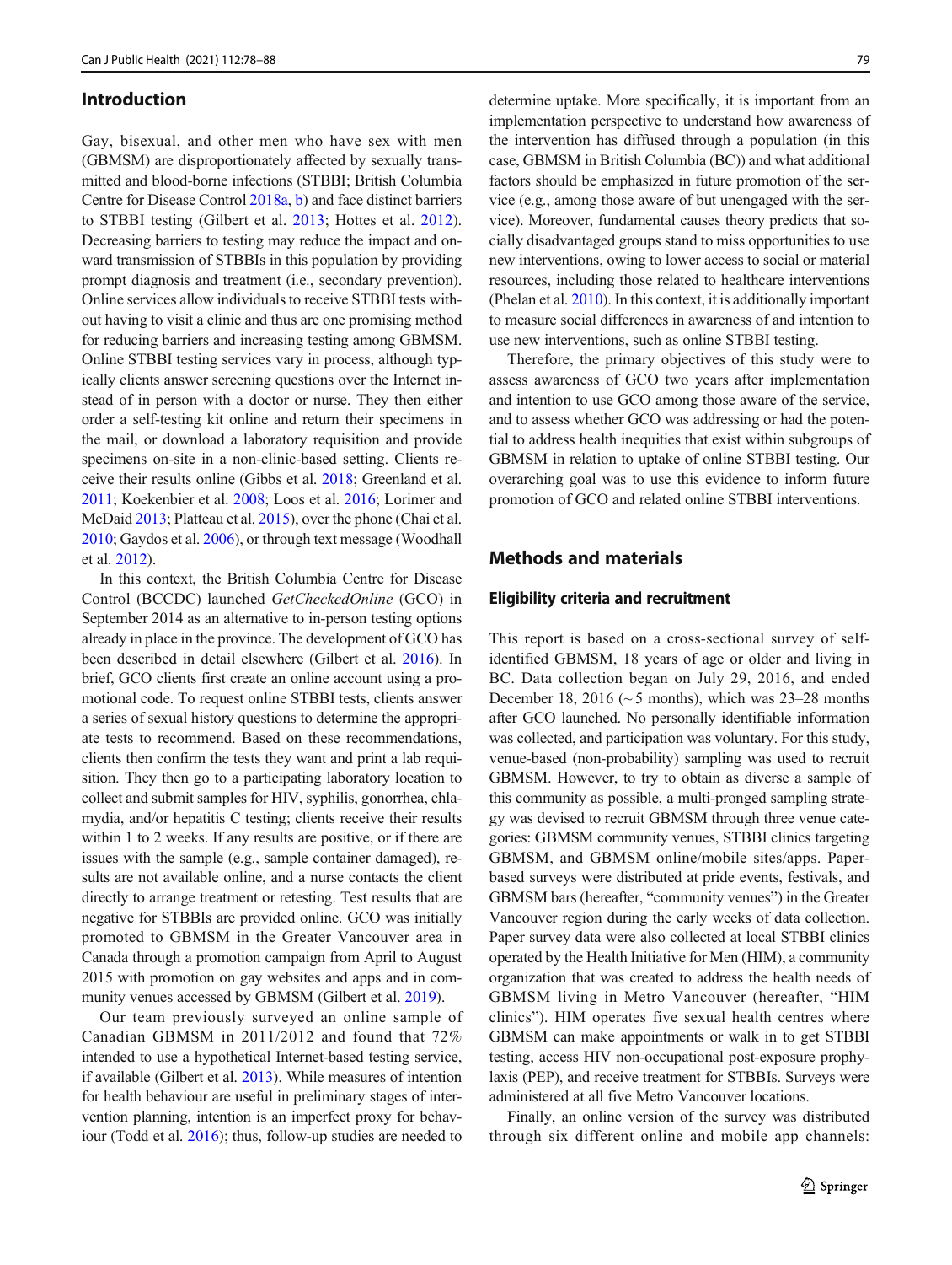## Introduction

Gay, bisexual, and other men who have sex with men (GBMSM) are disproportionately affected by sexually transmitted and blood-borne infections (STBBI; British Columbia Centre for Disease Control 2018a, b) and face distinct barriers to STBBI testing (Gilbert et al. 2013; Hottes et al. 2012). Decreasing barriers to testing may reduce the impact and onward transmission of STBBIs in this population by providing prompt diagnosis and treatment (i.e., secondary prevention). Online services allow individuals to receive STBBI tests without having to visit a clinic and thus are one promising method for reducing barriers and increasing testing among GBMSM. Online STBBI testing services vary in process, although typically clients answer screening questions over the Internet instead of in person with a doctor or nurse. They then either order a self-testing kit online and return their specimens in the mail, or download a laboratory requisition and provide specimens on-site in a non-clinic-based setting. Clients receive their results online (Gibbs et al. 2018; Greenland et al. 2011; Koekenbier et al. 2008; Loos et al. 2016; Lorimer and McDaid 2013; Platteau et al. 2015), over the phone (Chai et al. 2010; Gaydos et al. 2006), or through text message (Woodhall et al. 2012).

In this context, the British Columbia Centre for Disease Control (BCCDC) launched *GetCheckedOnline* (GCO) in September 2014 as an alternative to in-person testing options already in place in the province. The development of GCO has been described in detail elsewhere (Gilbert et al. 2016). In brief, GCO clients first create an online account using a promotional code. To request online STBBI tests, clients answer a series of sexual history questions to determine the appropriate tests to recommend. Based on these recommendations, clients then confirm the tests they want and print a lab requisition. They then go to a participating laboratory location to collect and submit samples for HIV, syphilis, gonorrhea, chlamydia, and/or hepatitis C testing; clients receive their results within 1 to 2 weeks. If any results are positive, or if there are issues with the sample (e.g., sample container damaged), results are not available online, and a nurse contacts the client directly to arrange treatment or retesting. Test results that are negative for STBBIs are provided online. GCO was initially promoted to GBMSM in the Greater Vancouver area in Canada through a promotion campaign from April to August 2015 with promotion on gay websites and apps and in community venues accessed by GBMSM (Gilbert et al. 2019).

Our team previously surveyed an online sample of Canadian GBMSM in 2011/2012 and found that 72% intended to use a hypothetical Internet-based testing service, if available (Gilbert et al. 2013). While measures of intention for health behaviour are useful in preliminary stages of intervention planning, intention is an imperfect proxy for behaviour (Todd et al. 2016); thus, follow-up studies are needed to determine uptake. More specifically, it is important from an implementation perspective to understand how awareness of the intervention has diffused through a population (in this case, GBMSM in British Columbia (BC)) and what additional factors should be emphasized in future promotion of the service (e.g., among those aware of but unengaged with the service). Moreover, fundamental causes theory predicts that socially disadvantaged groups stand to miss opportunities to use new interventions, owing to lower access to social or material resources, including those related to healthcare interventions (Phelan et al. 2010). In this context, it is additionally important to measure social differences in awareness of and intention to use new interventions, such as online STBBI testing.

Therefore, the primary objectives of this study were to assess awareness of GCO two years after implementation and intention to use GCO among those aware of the service, and to assess whether GCO was addressing or had the potential to address health inequities that exist within subgroups of GBMSM in relation to uptake of online STBBI testing. Our overarching goal was to use this evidence to inform future promotion of GCO and related online STBBI interventions.

## Methods and materials

### Eligibility criteria and recruitment

This report is based on a cross-sectional survey of self-identified GBMSM, 18 years of age or older and living in BC. Data collection began on July 29, 2016, and ended December 18, 2016 (~ 5 months), which was 23–28 months after GCO launched. No personally identifiable information was collected, and participation was voluntary. For this study, venue-based (non-probability) sampling was used to recruit GBMSM. However, to try to obtain as diverse a sample of this community as possible, a multi-pronged sampling strategy was devised to recruit GBMSM through three venue categories: GBMSM community venues, STBBI clinics targeting GBMSM, and GBMSM online/mobile sites/apps. Paper-based surveys were distributed at pride events, festivals, and GBMSM bars (hereafter, "community venues") in the Greater Vancouver region during the early weeks of data collection. Paper survey data were also collected at local STBBI clinics operated by the Health Initiative for Men (HIM), a community organization that was created to address the health needs of GBMSM living in Metro Vancouver (hereafter, "HIM clinics"). HIM operates five sexual health centres where GBMSM can make appointments or walk in to get STBBI testing, access HIV non-occupational post-exposure prophylaxis (PEP), and receive treatment for STBBIs. Surveys were administered at all five Metro Vancouver locations.

Finally, an online version of the survey was distributed through six different online and mobile app channels: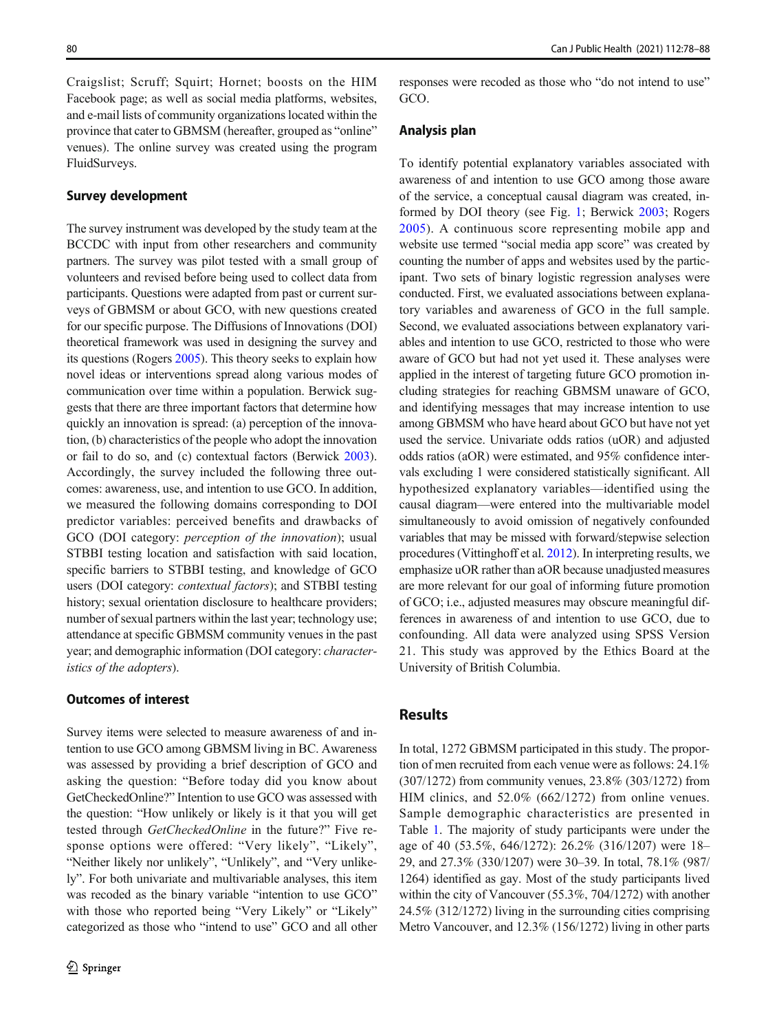Craigslist; Scruff; Squirt; Hornet; boosts on the HIM Facebook page; as well as social media platforms, websites, and e-mail lists of community organizations located within the province that cater to GBMSM (hereafter, grouped as "online" venues). The online survey was created using the program FluidSurveys.

### Survey development

The survey instrument was developed by the study team at the BCCDC with input from other researchers and community partners. The survey was pilot tested with a small group of volunteers and revised before being used to collect data from participants. Questions were adapted from past or current surveys of GBMSM or about GCO, with new questions created for our specific purpose. The Diffusions of Innovations (DOI) theoretical framework was used in designing the survey and its questions (Rogers 2005). This theory seeks to explain how novel ideas or interventions spread along various modes of communication over time within a population. Berwick suggests that there are three important factors that determine how quickly an innovation is spread: (a) perception of the innovation, (b) characteristics of the people who adopt the innovation or fail to do so, and (c) contextual factors (Berwick 2003). Accordingly, the survey included the following three outcomes: awareness, use, and intention to use GCO. In addition, we measured the following domains corresponding to DOI predictor variables: perceived benefits and drawbacks of GCO (DOI category: *perception of the innovation*); usual STBBI testing location and satisfaction with said location, specific barriers to STBBI testing, and knowledge of GCO users (DOI category: *contextual factors*); and STBBI testing history; sexual orientation disclosure to healthcare providers; number of sexual partners within the last year; technology use; attendance at specific GBMSM community venues in the past year; and demographic information (DOI category: *characteristics of the adopters*).

### Outcomes of interest

Survey items were selected to measure awareness of and intention to use GCO among GBMSM living in BC. Awareness was assessed by providing a brief description of GCO and asking the question: "Before today did you know about GetCheckedOnline?" Intention to use GCO was assessed with the question: "How unlikely or likely is it that you will get tested through *GetCheckedOnline* in the future?" Five response options were offered: "Very likely", "Likely", "Neither likely nor unlikely", "Unlikely", and "Very unlikely". For both univariate and multivariable analyses, this item was recoded as the binary variable "intention to use GCO" with those who reported being "Very Likely" or "Likely" categorized as those who "intend to use" GCO and all other responses were recoded as those who "do not intend to use" GCO.

### Analysis plan

To identify potential explanatory variables associated with awareness of and intention to use GCO among those aware of the service, a conceptual causal diagram was created, informed by DOI theory (see Fig. 1; Berwick 2003; Rogers 2005). A continuous score representing mobile app and website use termed "social media app score" was created by counting the number of apps and websites used by the participant. Two sets of binary logistic regression analyses were conducted. First, we evaluated associations between explanatory variables and awareness of GCO in the full sample. Second, we evaluated associations between explanatory variables and intention to use GCO, restricted to those who were aware of GCO but had not yet used it. These analyses were applied in the interest of targeting future GCO promotion including strategies for reaching GBMSM unaware of GCO, and identifying messages that may increase intention to use among GBMSM who have heard about GCO but have not yet used the service. Univariate odds ratios (uOR) and adjusted odds ratios (aOR) were estimated, and 95% confidence intervals excluding 1 were considered statistically significant. All hypothesized explanatory variables—identified using the causal diagram—were entered into the multivariable model simultaneously to avoid omission of negatively confounded variables that may be missed with forward/stepwise selection procedures (Vittinghoff et al. 2012). In interpreting results, we emphasize uOR rather than aOR because unadjusted measures are more relevant for our goal of informing future promotion of GCO; i.e., adjusted measures may obscure meaningful differences in awareness of and intention to use GCO, due to confounding. All data were analyzed using SPSS Version 21. This study was approved by the Ethics Board at the University of British Columbia.

## Results

In total, 1272 GBMSM participated in this study. The proportion of men recruited from each venue were as follows: 24.1% (307/1272) from community venues, 23.8% (303/1272) from HIM clinics, and 52.0% (662/1272) from online venues. Sample demographic characteristics are presented in Table 1. The majority of study participants were under the age of 40 (53.5%, 646/1272): 26.2% (316/1207) were 18–29, and 27.3% (330/1207) were 30–39. In total, 78.1% (987/1264) identified as gay. Most of the study participants lived within the city of Vancouver (55.3%, 704/1272) with another 24.5% (312/1272) living in the surrounding cities comprising Metro Vancouver, and 12.3% (156/1272) living in other parts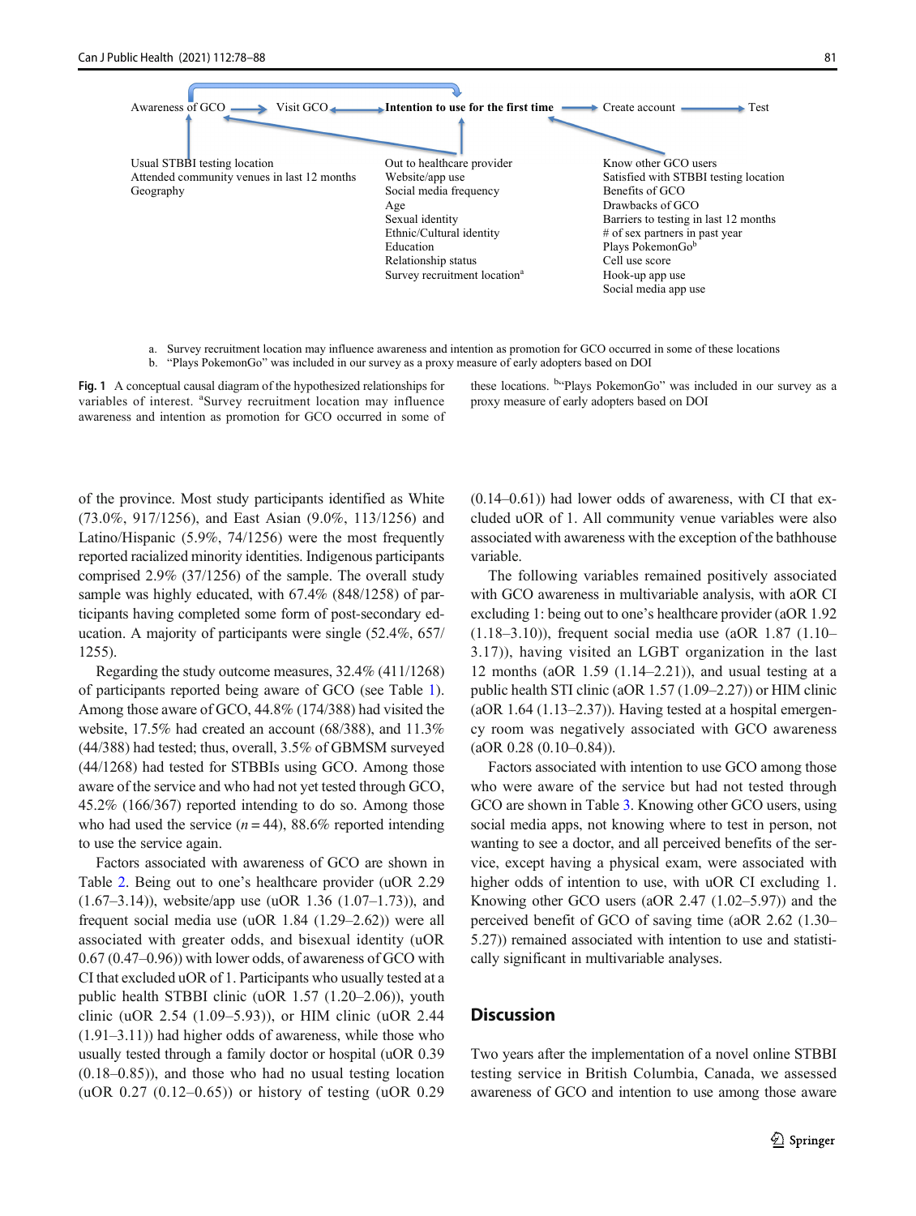Awareness of GCO

Visit GCO

**Intention to use for the first time**

Create account

Test

Usual STBBI testing location
Attended community venues in last 12 months
Geography

Out to healthcare provider
Website/app use
Social media frequency
Age
Sexual identity
Ethnic/Cultural identity
Education
Relationship status
Survey recruitment location[a]

Know other GCO users
Satisfied with STBBI testing location
Benefits of GCO
Drawbacks of GCO
Barriers to testing in last 12 months
# of sex partners in past year
Plays PokemonGo[b]
Cell use score
Hook-up app use
Social media app use

a. Survey recruitment location may influence awareness and intention as promotion for GCO occurred in some of these locations
b. "Plays PokemonGo" was included in our survey as a proxy measure of early adopters based on DOI

**Fig. 1** A conceptual causal diagram of the hypothesized relationships for variables of interest. [a]Survey recruitment location may influence awareness and intention as promotion for GCO occurred in some of these locations. [b]"Plays PokemonGo" was included in our survey as a proxy measure of early adopters based on DOI

of the province. Most study participants identified as White (73.0%, 917/1256), and East Asian (9.0%, 113/1256) and Latino/Hispanic (5.9%, 74/1256) were the most frequently reported racialized minority identities. Indigenous participants comprised 2.9% (37/1256) of the sample. The overall study sample was highly educated, with 67.4% (848/1258) of participants having completed some form of post-secondary education. A majority of participants were single (52.4%, 657/1255).

Regarding the study outcome measures, 32.4% (411/1268) of participants reported being aware of GCO (see Table 1). Among those aware of GCO, 44.8% (174/388) had visited the website, 17.5% had created an account (68/388), and 11.3% (44/388) had tested; thus, overall, 3.5% of GBMSM surveyed (44/1268) had tested for STBBIs using GCO. Among those aware of the service and who had not yet tested through GCO, 45.2% (166/367) reported intending to do so. Among those who had used the service ($n = 44$), 88.6% reported intending to use the service again.

Factors associated with awareness of GCO are shown in Table 2. Being out to one's healthcare provider (uOR 2.29 (1.67–3.14)), website/app use (uOR 1.36 (1.07–1.73)), and frequent social media use (uOR 1.84 (1.29–2.62)) were all associated with greater odds, and bisexual identity (uOR 0.67 (0.47–0.96)) with lower odds, of awareness of GCO with CI that excluded uOR of 1. Participants who usually tested at a public health STBBI clinic (uOR 1.57 (1.20–2.06)), youth clinic (uOR 2.54 (1.09–5.93)), or HIM clinic (uOR 2.44 (1.91–3.11)) had higher odds of awareness, while those who usually tested through a family doctor or hospital (uOR 0.39 (0.18–0.85)), and those who had no usual testing location (uOR 0.27 (0.12–0.65)) or history of testing (uOR 0.29 (0.14–0.61)) had lower odds of awareness, with CI that excluded uOR of 1. All community venue variables were also associated with awareness with the exception of the bathhouse variable.

The following variables remained positively associated with GCO awareness in multivariable analysis, with aOR CI excluding 1: being out to one's healthcare provider (aOR 1.92 (1.18–3.10)), frequent social media use (aOR 1.87 (1.10–3.17)), having visited an LGBT organization in the last 12 months (aOR 1.59 (1.14–2.21)), and usual testing at a public health STI clinic (aOR 1.57 (1.09–2.27)) or HIM clinic (aOR 1.64 (1.13–2.37)). Having tested at a hospital emergency room was negatively associated with GCO awareness (aOR 0.28 (0.10–0.84)).

Factors associated with intention to use GCO among those who were aware of the service but had not tested through GCO are shown in Table 3. Knowing other GCO users, using social media apps, not knowing where to test in person, not wanting to see a doctor, and all perceived benefits of the service, except having a physical exam, were associated with higher odds of intention to use, with uOR CI excluding 1. Knowing other GCO users (aOR 2.47 (1.02–5.97)) and the perceived benefit of GCO of saving time (aOR 2.62 (1.30–5.27)) remained associated with intention to use and statistically significant in multivariable analyses.

## Discussion

Two years after the implementation of a novel online STBBI testing service in British Columbia, Canada, we assessed awareness of GCO and intention to use among those aware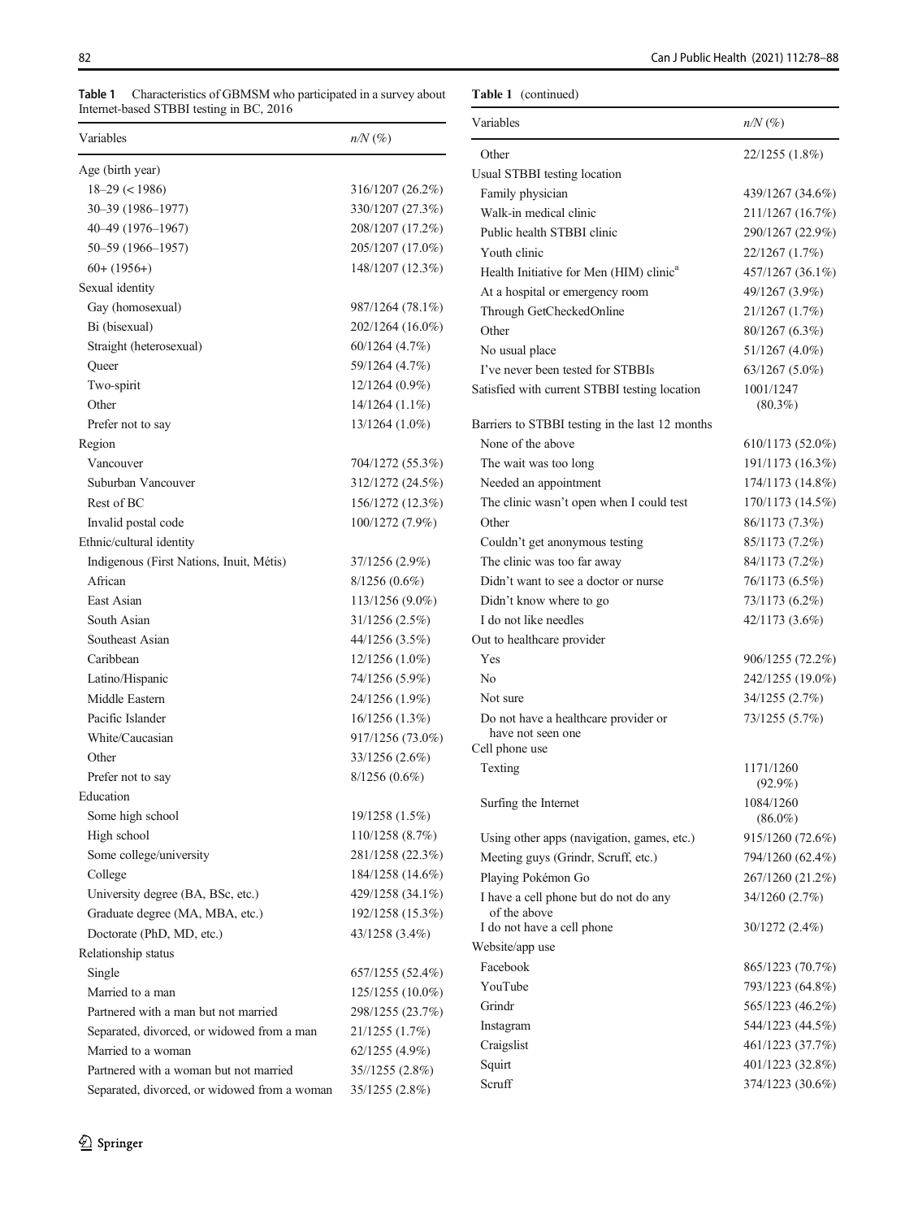**Table 1** Characteristics of GBMSM who participated in a survey about Internet-based STBBI testing in BC, 2016

| Variables | n/N (%) |
|---|---|
| Age (birth year) | |
| 18–29 (< 1986) | 316/1207 (26.2%) |
| 30–39 (1986–1977) | 330/1207 (27.3%) |
| 40–49 (1976–1967) | 208/1207 (17.2%) |
| 50–59 (1966–1957) | 205/1207 (17.0%) |
| 60+ (1956+) | 148/1207 (12.3%) |
| Sexual identity | |
| Gay (homosexual) | 987/1264 (78.1%) |
| Bi (bisexual) | 202/1264 (16.0%) |
| Straight (heterosexual) | 60/1264 (4.7%) |
| Queer | 59/1264 (4.7%) |
| Two-spirit | 12/1264 (0.9%) |
| Other | 14/1264 (1.1%) |
| Prefer not to say | 13/1264 (1.0%) |
| Region | |
| Vancouver | 704/1272 (55.3%) |
| Suburban Vancouver | 312/1272 (24.5%) |
| Rest of BC | 156/1272 (12.3%) |
| Invalid postal code | 100/1272 (7.9%) |
| Ethnic/cultural identity | |
| Indigenous (First Nations, Inuit, Métis) | 37/1256 (2.9%) |
| African | 8/1256 (0.6%) |
| East Asian | 113/1256 (9.0%) |
| South Asian | 31/1256 (2.5%) |
| Southeast Asian | 44/1256 (3.5%) |
| Caribbean | 12/1256 (1.0%) |
| Latino/Hispanic | 74/1256 (5.9%) |
| Middle Eastern | 24/1256 (1.9%) |
| Pacific Islander | 16/1256 (1.3%) |
| White/Caucasian | 917/1256 (73.0%) |
| Other | 33/1256 (2.6%) |
| Prefer not to say | 8/1256 (0.6%) |
| Education | |
| Some high school | 19/1258 (1.5%) |
| High school | 110/1258 (8.7%) |
| Some college/university | 281/1258 (22.3%) |
| College | 184/1258 (14.6%) |
| University degree (BA, BSc, etc.) | 429/1258 (34.1%) |
| Graduate degree (MA, MBA, etc.) | 192/1258 (15.3%) |
| Doctorate (PhD, MD, etc.) | 43/1258 (3.4%) |
| Relationship status | |
| Single | 657/1255 (52.4%) |
| Married to a man | 125/1255 (10.0%) |
| Partnered with a man but not married | 298/1255 (23.7%) |
| Separated, divorced, or widowed from a man | 21/1255 (1.7%) |
| Married to a woman | 62/1255 (4.9%) |
| Partnered with a woman but not married | 35//1255 (2.8%) |
| Separated, divorced, or widowed from a woman | 35/1255 (2.8%) |
| Other | 22/1255 (1.8%) |
| Usual STBBI testing location | |
| Family physician | 439/1267 (34.6%) |
| Walk-in medical clinic | 211/1267 (16.7%) |
| Public health STBBI clinic | 290/1267 (22.9%) |
| Youth clinic | 22/1267 (1.7%) |
| Health Initiative for Men (HIM) clinic[a] | 457/1267 (36.1%) |
| At a hospital or emergency room | 49/1267 (3.9%) |
| Through GetCheckedOnline | 21/1267 (1.7%) |
| Other | 80/1267 (6.3%) |
| No usual place | 51/1267 (4.0%) |
| I've never been tested for STBBIs | 63/1267 (5.0%) |
| Satisfied with current STBBI testing location | 1001/1247 (80.3%) |
| Barriers to STBBI testing in the last 12 months | |
| None of the above | 610/1173 (52.0%) |
| The wait was too long | 191/1173 (16.3%) |
| Needed an appointment | 174/1173 (14.8%) |
| The clinic wasn't open when I could test | 170/1173 (14.5%) |
| Other | 86/1173 (7.3%) |
| Couldn't get anonymous testing | 85/1173 (7.2%) |
| The clinic was too far away | 84/1173 (7.2%) |
| Didn't want to see a doctor or nurse | 76/1173 (6.5%) |
| Didn't know where to go | 73/1173 (6.2%) |
| I do not like needles | 42/1173 (3.6%) |
| Out to healthcare provider | |
| Yes | 906/1255 (72.2%) |
| No | 242/1255 (19.0%) |
| Not sure | 34/1255 (2.7%) |
| Do not have a healthcare provider or have not seen one | 73/1255 (5.7%) |
| Cell phone use | |
| Texting | 1171/1260 (92.9%) |
| Surfing the Internet | 1084/1260 (86.0%) |
| Using other apps (navigation, games, etc.) | 915/1260 (72.6%) |
| Meeting guys (Grindr, Scruff, etc.) | 794/1260 (62.4%) |
| Playing Pokémon Go | 267/1260 (21.2%) |
| I have a cell phone but do not do any of the above | 34/1260 (2.7%) |
| I do not have a cell phone | 30/1272 (2.4%) |
| Website/app use | |
| Facebook | 865/1223 (70.7%) |
| YouTube | 793/1223 (64.8%) |
| Grindr | 565/1223 (46.2%) |
| Instagram | 544/1223 (44.5%) |
| Craigslist | 461/1223 (37.7%) |
| Squirt | 401/1223 (32.8%) |
| Scruff | 374/1223 (30.6%) |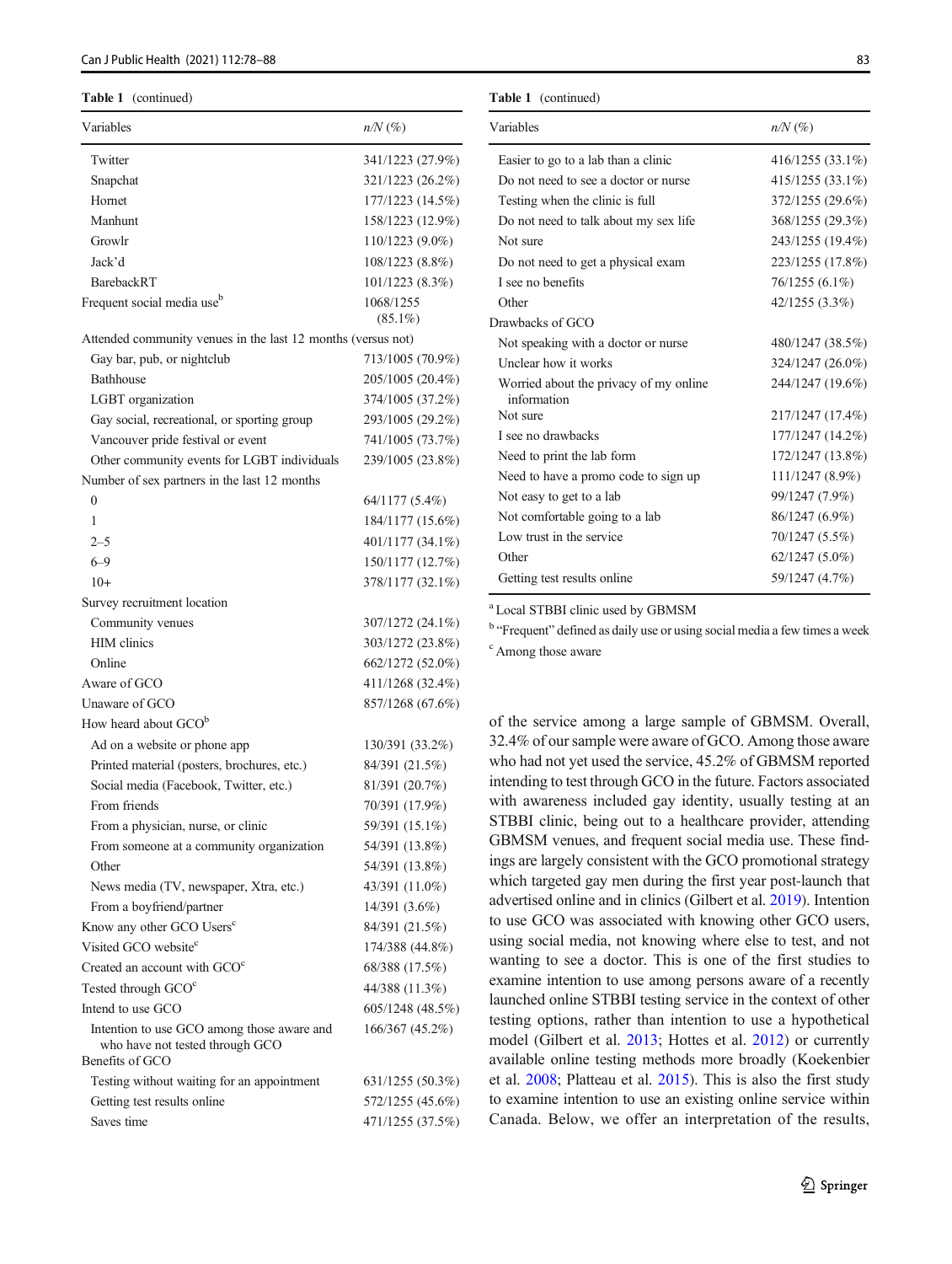**Table 1** (continued)

| Variables | n/N (%) |
|---|---|
| Twitter | 341/1223 (27.9%) |
| Snapchat | 321/1223 (26.2%) |
| Hornet | 177/1223 (14.5%) |
| Manhunt | 158/1223 (12.9%) |
| Growlr | 110/1223 (9.0%) |
| Jack'd | 108/1223 (8.8%) |
| BarebackRT | 101/1223 (8.3%) |
| Frequent social media use[b] | 1068/1255 (85.1%) |
| Attended community venues in the last 12 months (versus not) | |
| Gay bar, pub, or nightclub | 713/1005 (70.9%) |
| Bathhouse | 205/1005 (20.4%) |
| LGBT organization | 374/1005 (37.2%) |
| Gay social, recreational, or sporting group | 293/1005 (29.2%) |
| Vancouver pride festival or event | 741/1005 (73.7%) |
| Other community events for LGBT individuals | 239/1005 (23.8%) |
| Number of sex partners in the last 12 months | |
| 0 | 64/1177 (5.4%) |
| 1 | 184/1177 (15.6%) |
| 2–5 | 401/1177 (34.1%) |
| 6–9 | 150/1177 (12.7%) |
| 10+ | 378/1177 (32.1%) |
| Survey recruitment location | |
| Community venues | 307/1272 (24.1%) |
| HIM clinics | 303/1272 (23.8%) |
| Online | 662/1272 (52.0%) |
| Aware of GCO | 411/1268 (32.4%) |
| Unaware of GCO | 857/1268 (67.6%) |
| How heard about GCO[b] | |
| Ad on a website or phone app | 130/391 (33.2%) |
| Printed material (posters, brochures, etc.) | 84/391 (21.5%) |
| Social media (Facebook, Twitter, etc.) | 81/391 (20.7%) |
| From friends | 70/391 (17.9%) |
| From a physician, nurse, or clinic | 59/391 (15.1%) |
| From someone at a community organization | 54/391 (13.8%) |
| Other | 54/391 (13.8%) |
| News media (TV, newspaper, Xtra, etc.) | 43/391 (11.0%) |
| From a boyfriend/partner | 14/391 (3.6%) |
| Know any other GCO Users[c] | 84/391 (21.5%) |
| Visited GCO website[c] | 174/388 (44.8%) |
| Created an account with GCO[c] | 68/388 (17.5%) |
| Tested through GCO[c] | 44/388 (11.3%) |
| Intend to use GCO | 605/1248 (48.5%) |
| Intention to use GCO among those aware and who have not tested through GCO | 166/367 (45.2%) |
| Benefits of GCO | |
| Testing without waiting for an appointment | 631/1255 (50.3%) |
| Getting test results online | 572/1255 (45.6%) |
| Saves time | 471/1255 (37.5%) |
| Easier to go to a lab than a clinic | 416/1255 (33.1%) |
| Do not need to see a doctor or nurse | 415/1255 (33.1%) |
| Testing when the clinic is full | 372/1255 (29.6%) |
| Do not need to talk about my sex life | 368/1255 (29.3%) |
| Not sure | 243/1255 (19.4%) |
| Do not need to get a physical exam | 223/1255 (17.8%) |
| I see no benefits | 76/1255 (6.1%) |
| Other | 42/1255 (3.3%) |
| Drawbacks of GCO | |
| Not speaking with a doctor or nurse | 480/1247 (38.5%) |
| Unclear how it works | 324/1247 (26.0%) |
| Worried about the privacy of my online information | 244/1247 (19.6%) |
| Not sure | 217/1247 (17.4%) |
| I see no drawbacks | 177/1247 (14.2%) |
| Need to print the lab form | 172/1247 (13.8%) |
| Need to have a promo code to sign up | 111/1247 (8.9%) |
| Not easy to get to a lab | 99/1247 (7.9%) |
| Not comfortable going to a lab | 86/1247 (6.9%) |
| Low trust in the service | 70/1247 (5.5%) |
| Other | 62/1247 (5.0%) |
| Getting test results online | 59/1247 (4.7%) |

[a] Local STBBI clinic used by GBMSM

[b] "Frequent" defined as daily use or using social media a few times a week

[c] Among those aware

of the service among a large sample of GBMSM. Overall, 32.4% of our sample were aware of GCO. Among those aware who had not yet used the service, 45.2% of GBMSM reported intending to test through GCO in the future. Factors associated with awareness included gay identity, usually testing at an STBBI clinic, being out to a healthcare provider, attending GBMSM venues, and frequent social media use. These findings are largely consistent with the GCO promotional strategy which targeted gay men during the first year post-launch that advertised online and in clinics (Gilbert et al. 2019). Intention to use GCO was associated with knowing other GCO users, using social media, not knowing where else to test, and not wanting to see a doctor. This is one of the first studies to examine intention to use among persons aware of a recently launched online STBBI testing service in the context of other testing options, rather than intention to use a hypothetical model (Gilbert et al. 2013; Hottes et al. 2012) or currently available online testing methods more broadly (Koekenbier et al. 2008; Platteau et al. 2015). This is also the first study to examine intention to use an existing online service within Canada. Below, we offer an interpretation of the results,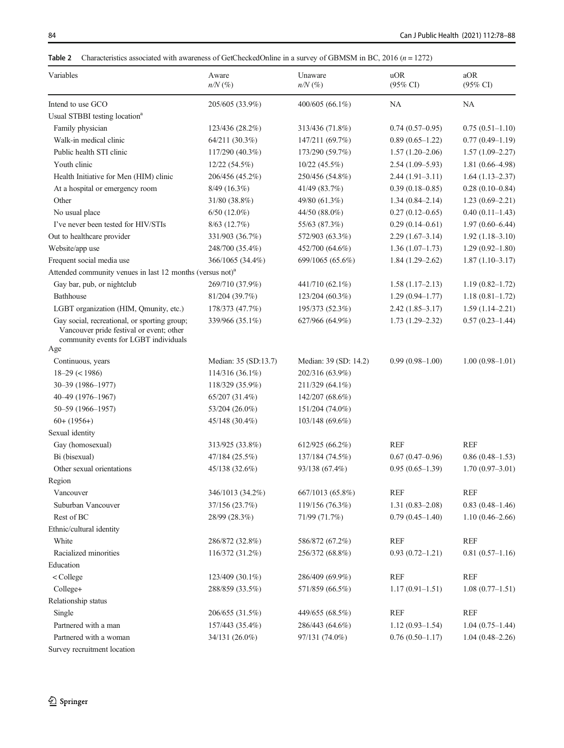**Table 2** Characteristics associated with awareness of GetCheckedOnline in a survey of GBMSM in BC, 2016 ($n = 1272$)

| Variables | Aware $n/N$ (%) | Unaware $n/N$ (%) | uOR (95% CI) | aOR (95% CI) |
|---|---|---|---|---|
| Intend to use GCO | 205/605 (33.9%) | 400/605 (66.1%) | NA | NA |
| Usual STBBI testing location[a] | | | | |
| Family physician | 123/436 (28.2%) | 313/436 (71.8%) | 0.74 (0.57–0.95) | 0.75 (0.51–1.10) |
| Walk-in medical clinic | 64/211 (30.3%) | 147/211 (69.7%) | 0.89 (0.65–1.22) | 0.77 (0.49–1.19) |
| Public health STI clinic | 117/290 (40.3%) | 173/290 (59.7%) | 1.57 (1.20–2.06) | 1.57 (1.09–2.27) |
| Youth clinic | 12/22 (54.5%) | 10/22 (45.5%) | 2.54 (1.09–5.93) | 1.81 (0.66–4.98) |
| Health Initiative for Men (HIM) clinic | 206/456 (45.2%) | 250/456 (54.8%) | 2.44 (1.91–3.11) | 1.64 (1.13–2.37) |
| At a hospital or emergency room | 8/49 (16.3%) | 41/49 (83.7%) | 0.39 (0.18–0.85) | 0.28 (0.10–0.84) |
| Other | 31/80 (38.8%) | 49/80 (61.3%) | 1.34 (0.84–2.14) | 1.23 (0.69–2.21) |
| No usual place | 6/50 (12.0%) | 44/50 (88.0%) | 0.27 (0.12–0.65) | 0.40 (0.11–1.43) |
| I've never been tested for HIV/STIs | 8/63 (12.7%) | 55/63 (87.3%) | 0.29 (0.14–0.61) | 1.97 (0.60–6.44) |
| Out to healthcare provider | 331/903 (36.7%) | 572/903 (63.3%) | 2.29 (1.67–3.14) | 1.92 (1.18–3.10) |
| Website/app use | 248/700 (35.4%) | 452/700 (64.6%) | 1.36 (1.07–1.73) | 1.29 (0.92–1.80) |
| Frequent social media use | 366/1065 (34.4%) | 699/1065 (65.6%) | 1.84 (1.29–2.62) | 1.87 (1.10–3.17) |
| Attended community venues in last 12 months (versus not)[a] | | | | |
| Gay bar, pub, or nightclub | 269/710 (37.9%) | 441/710 (62.1%) | 1.58 (1.17–2.13) | 1.19 (0.82–1.72) |
| Bathhouse | 81/204 (39.7%) | 123/204 (60.3%) | 1.29 (0.94–1.77) | 1.18 (0.81–1.72) |
| LGBT organization (HIM, Qmunity, etc.) | 178/373 (47.7%) | 195/373 (52.3%) | 2.42 (1.85–3.17) | 1.59 (1.14–2.21) |
| Gay social, recreational, or sporting group; Vancouver pride festival or event; other community events for LGBT individuals | 339/966 (35.1%) | 627/966 (64.9%) | 1.73 (1.29–2.32) | 0.57 (0.23–1.44) |
| Age | | | | |
| Continuous, years | Median: 35 (SD:13.7) | Median: 39 (SD: 14.2) | 0.99 (0.98–1.00) | 1.00 (0.98–1.01) |
| 18–29 (< 1986) | 114/316 (36.1%) | 202/316 (63.9%) | | |
| 30–39 (1986–1977) | 118/329 (35.9%) | 211/329 (64.1%) | | |
| 40–49 (1976–1967) | 65/207 (31.4%) | 142/207 (68.6%) | | |
| 50–59 (1966–1957) | 53/204 (26.0%) | 151/204 (74.0%) | | |
| 60+ (1956+) | 45/148 (30.4%) | 103/148 (69.6%) | | |
| Sexual identity | | | | |
| Gay (homosexual) | 313/925 (33.8%) | 612/925 (66.2%) | REF | REF |
| Bi (bisexual) | 47/184 (25.5%) | 137/184 (74.5%) | 0.67 (0.47–0.96) | 0.86 (0.48–1.53) |
| Other sexual orientations | 45/138 (32.6%) | 93/138 (67.4%) | 0.95 (0.65–1.39) | 1.70 (0.97–3.01) |
| Region | | | | |
| Vancouver | 346/1013 (34.2%) | 667/1013 (65.8%) | REF | REF |
| Suburban Vancouver | 37/156 (23.7%) | 119/156 (76.3%) | 1.31 (0.83–2.08) | 0.83 (0.48–1.46) |
| Rest of BC | 28/99 (28.3%) | 71/99 (71.7%) | 0.79 (0.45–1.40) | 1.10 (0.46–2.66) |
| Ethnic/cultural identity | | | | |
| White | 286/872 (32.8%) | 586/872 (67.2%) | REF | REF |
| Racialized minorities | 116/372 (31.2%) | 256/372 (68.8%) | 0.93 (0.72–1.21) | 0.81 (0.57–1.16) |
| Education | | | | |
| < College | 123/409 (30.1%) | 286/409 (69.9%) | REF | REF |
| College+ | 288/859 (33.5%) | 571/859 (66.5%) | 1.17 (0.91–1.51) | 1.08 (0.77–1.51) |
| Relationship status | | | | |
| Single | 206/655 (31.5%) | 449/655 (68.5%) | REF | REF |
| Partnered with a man | 157/443 (35.4%) | 286/443 (64.6%) | 1.12 (0.93–1.54) | 1.04 (0.75–1.44) |
| Partnered with a woman | 34/131 (26.0%) | 97/131 (74.0%) | 0.76 (0.50–1.17) | 1.04 (0.48–2.26) |
| Survey recruitment location | | | | |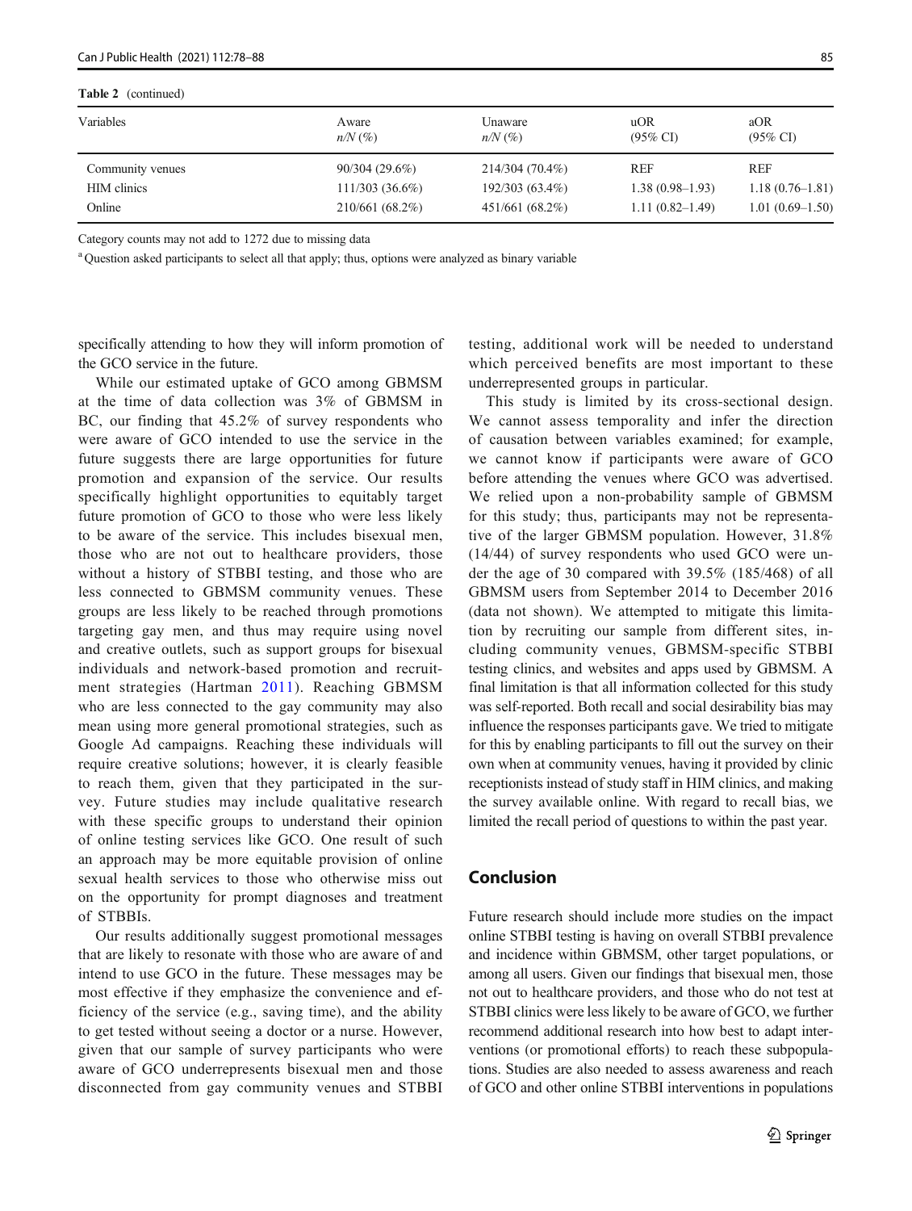**Table 2** (continued)

| Variables | Aware $n/N$ (%) | Unaware $n/N$ (%) | uOR (95% CI) | aOR (95% CI) |
|---|---|---|---|---|
| Community venues | 90/304 (29.6%) | 214/304 (70.4%) | REF | REF |
| HIM clinics | 111/303 (36.6%) | 192/303 (63.4%) | 1.38 (0.98–1.93) | 1.18 (0.76–1.81) |
| Online | 210/661 (68.2%) | 451/661 (68.2%) | 1.11 (0.82–1.49) | 1.01 (0.69–1.50) |

Category counts may not add to 1272 due to missing data

[a] Question asked participants to select all that apply; thus, options were analyzed as binary variable

specifically attending to how they will inform promotion of the GCO service in the future.

While our estimated uptake of GCO among GBMSM at the time of data collection was 3% of GBMSM in BC, our finding that 45.2% of survey respondents who were aware of GCO intended to use the service in the future suggests there are large opportunities for future promotion and expansion of the service. Our results specifically highlight opportunities to equitably target future promotion of GCO to those who were less likely to be aware of the service. This includes bisexual men, those who are not out to healthcare providers, those without a history of STBBI testing, and those who are less connected to GBMSM community venues. These groups are less likely to be reached through promotions targeting gay men, and thus may require using novel and creative outlets, such as support groups for bisexual individuals and network-based promotion and recruitment strategies (Hartman 2011). Reaching GBMSM who are less connected to the gay community may also mean using more general promotional strategies, such as Google Ad campaigns. Reaching these individuals will require creative solutions; however, it is clearly feasible to reach them, given that they participated in the survey. Future studies may include qualitative research with these specific groups to understand their opinion of online testing services like GCO. One result of such an approach may be more equitable provision of online sexual health services to those who otherwise miss out on the opportunity for prompt diagnoses and treatment of STBBIs.

Our results additionally suggest promotional messages that are likely to resonate with those who are aware of and intend to use GCO in the future. These messages may be most effective if they emphasize the convenience and efficiency of the service (e.g., saving time), and the ability to get tested without seeing a doctor or a nurse. However, given that our sample of survey participants who were aware of GCO underrepresents bisexual men and those disconnected from gay community venues and STBBI testing, additional work will be needed to understand which perceived benefits are most important to these underrepresented groups in particular.

This study is limited by its cross-sectional design. We cannot assess temporality and infer the direction of causation between variables examined; for example, we cannot know if participants were aware of GCO before attending the venues where GCO was advertised. We relied upon a non-probability sample of GBMSM for this study; thus, participants may not be representative of the larger GBMSM population. However, 31.8% (14/44) of survey respondents who used GCO were under the age of 30 compared with 39.5% (185/468) of all GBMSM users from September 2014 to December 2016 (data not shown). We attempted to mitigate this limitation by recruiting our sample from different sites, including community venues, GBMSM-specific STBBI testing clinics, and websites and apps used by GBMSM. A final limitation is that all information collected for this study was self-reported. Both recall and social desirability bias may influence the responses participants gave. We tried to mitigate for this by enabling participants to fill out the survey on their own when at community venues, having it provided by clinic receptionists instead of study staff in HIM clinics, and making the survey available online. With regard to recall bias, we limited the recall period of questions to within the past year.

## Conclusion

Future research should include more studies on the impact online STBBI testing is having on overall STBBI prevalence and incidence within GBMSM, other target populations, or among all users. Given our findings that bisexual men, those not out to healthcare providers, and those who do not test at STBBI clinics were less likely to be aware of GCO, we further recommend additional research into how best to adapt interventions (or promotional efforts) to reach these subpopulations. Studies are also needed to assess awareness and reach of GCO and other online STBBI interventions in populations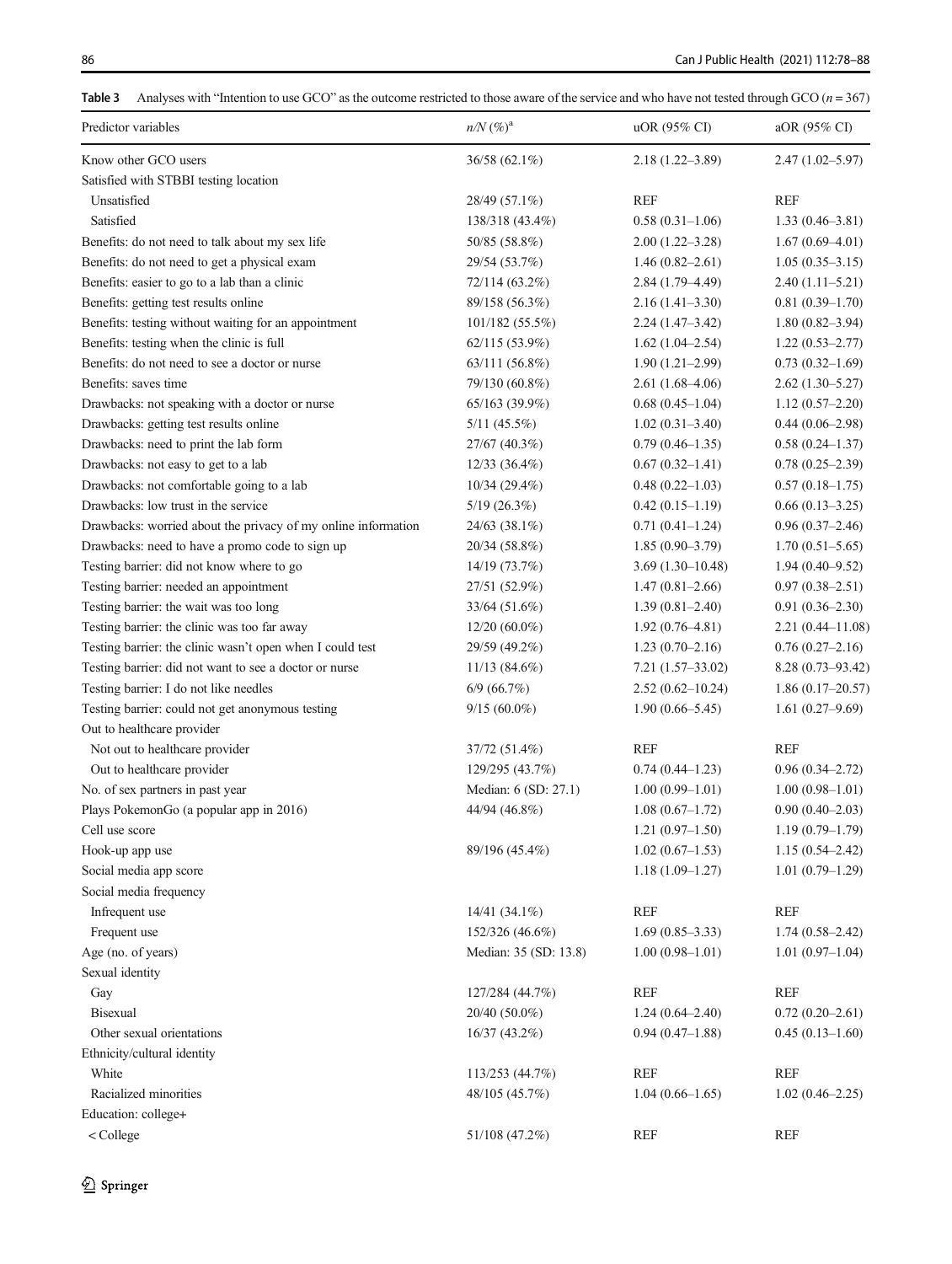**Table 3** Analyses with "Intention to use GCO" as the outcome restricted to those aware of the service and who have not tested through GCO ($n = 367$)

| Predictor variables | $n/N$ (%)[a] | uOR (95% CI) | aOR (95% CI) |
|---|---|---|---|
| Know other GCO users | 36/58 (62.1%) | 2.18 (1.22–3.89) | 2.47 (1.02–5.97) |
| Satisfied with STBBI testing location | | | |
| Unsatisfied | 28/49 (57.1%) | REF | REF |
| Satisfied | 138/318 (43.4%) | 0.58 (0.31–1.06) | 1.33 (0.46–3.81) |
| Benefits: do not need to talk about my sex life | 50/85 (58.8%) | 2.00 (1.22–3.28) | 1.67 (0.69–4.01) |
| Benefits: do not need to get a physical exam | 29/54 (53.7%) | 1.46 (0.82–2.61) | 1.05 (0.35–3.15) |
| Benefits: easier to go to a lab than a clinic | 72/114 (63.2%) | 2.84 (1.79–4.49) | 2.40 (1.11–5.21) |
| Benefits: getting test results online | 89/158 (56.3%) | 2.16 (1.41–3.30) | 0.81 (0.39–1.70) |
| Benefits: testing without waiting for an appointment | 101/182 (55.5%) | 2.24 (1.47–3.42) | 1.80 (0.82–3.94) |
| Benefits: testing when the clinic is full | 62/115 (53.9%) | 1.62 (1.04–2.54) | 1.22 (0.53–2.77) |
| Benefits: do not need to see a doctor or nurse | 63/111 (56.8%) | 1.90 (1.21–2.99) | 0.73 (0.32–1.69) |
| Benefits: saves time | 79/130 (60.8%) | 2.61 (1.68–4.06) | 2.62 (1.30–5.27) |
| Drawbacks: not speaking with a doctor or nurse | 65/163 (39.9%) | 0.68 (0.45–1.04) | 1.12 (0.57–2.20) |
| Drawbacks: getting test results online | 5/11 (45.5%) | 1.02 (0.31–3.40) | 0.44 (0.06–2.98) |
| Drawbacks: need to print the lab form | 27/67 (40.3%) | 0.79 (0.46–1.35) | 0.58 (0.24–1.37) |
| Drawbacks: not easy to get to a lab | 12/33 (36.4%) | 0.67 (0.32–1.41) | 0.78 (0.25–2.39) |
| Drawbacks: not comfortable going to a lab | 10/34 (29.4%) | 0.48 (0.22–1.03) | 0.57 (0.18–1.75) |
| Drawbacks: low trust in the service | 5/19 (26.3%) | 0.42 (0.15–1.19) | 0.66 (0.13–3.25) |
| Drawbacks: worried about the privacy of my online information | 24/63 (38.1%) | 0.71 (0.41–1.24) | 0.96 (0.37–2.46) |
| Drawbacks: need to have a promo code to sign up | 20/34 (58.8%) | 1.85 (0.90–3.79) | 1.70 (0.51–5.65) |
| Testing barrier: did not know where to go | 14/19 (73.7%) | 3.69 (1.30–10.48) | 1.94 (0.40–9.52) |
| Testing barrier: needed an appointment | 27/51 (52.9%) | 1.47 (0.81–2.66) | 0.97 (0.38–2.51) |
| Testing barrier: the wait was too long | 33/64 (51.6%) | 1.39 (0.81–2.40) | 0.91 (0.36–2.30) |
| Testing barrier: the clinic was too far away | 12/20 (60.0%) | 1.92 (0.76–4.81) | 2.21 (0.44–11.08) |
| Testing barrier: the clinic wasn't open when I could test | 29/59 (49.2%) | 1.23 (0.70–2.16) | 0.76 (0.27–2.16) |
| Testing barrier: did not want to see a doctor or nurse | 11/13 (84.6%) | 7.21 (1.57–33.02) | 8.28 (0.73–93.42) |
| Testing barrier: I do not like needles | 6/9 (66.7%) | 2.52 (0.62–10.24) | 1.86 (0.17–20.57) |
| Testing barrier: could not get anonymous testing | 9/15 (60.0%) | 1.90 (0.66–5.45) | 1.61 (0.27–9.69) |
| Out to healthcare provider | | | |
| Not out to healthcare provider | 37/72 (51.4%) | REF | REF |
| Out to healthcare provider | 129/295 (43.7%) | 0.74 (0.44–1.23) | 0.96 (0.34–2.72) |
| No. of sex partners in past year | Median: 6 (SD: 27.1) | 1.00 (0.99–1.01) | 1.00 (0.98–1.01) |
| Plays PokemonGo (a popular app in 2016) | 44/94 (46.8%) | 1.08 (0.67–1.72) | 0.90 (0.40–2.03) |
| Cell use score | | 1.21 (0.97–1.50) | 1.19 (0.79–1.79) |
| Hook-up app use | 89/196 (45.4%) | 1.02 (0.67–1.53) | 1.15 (0.54–2.42) |
| Social media app score | | 1.18 (1.09–1.27) | 1.01 (0.79–1.29) |
| Social media frequency | | | |
| Infrequent use | 14/41 (34.1%) | REF | REF |
| Frequent use | 152/326 (46.6%) | 1.69 (0.85–3.33) | 1.74 (0.58–2.42) |
| Age (no. of years) | Median: 35 (SD: 13.8) | 1.00 (0.98–1.01) | 1.01 (0.97–1.04) |
| Sexual identity | | | |
| Gay | 127/284 (44.7%) | REF | REF |
| Bisexual | 20/40 (50.0%) | 1.24 (0.64–2.40) | 0.72 (0.20–2.61) |
| Other sexual orientations | 16/37 (43.2%) | 0.94 (0.47–1.88) | 0.45 (0.13–1.60) |
| Ethnicity/cultural identity | | | |
| White | 113/253 (44.7%) | REF | REF |
| Racialized minorities | 48/105 (45.7%) | 1.04 (0.66–1.65) | 1.02 (0.46–2.25) |
| Education: college+ | | | |
| < College | 51/108 (47.2%) | REF | REF |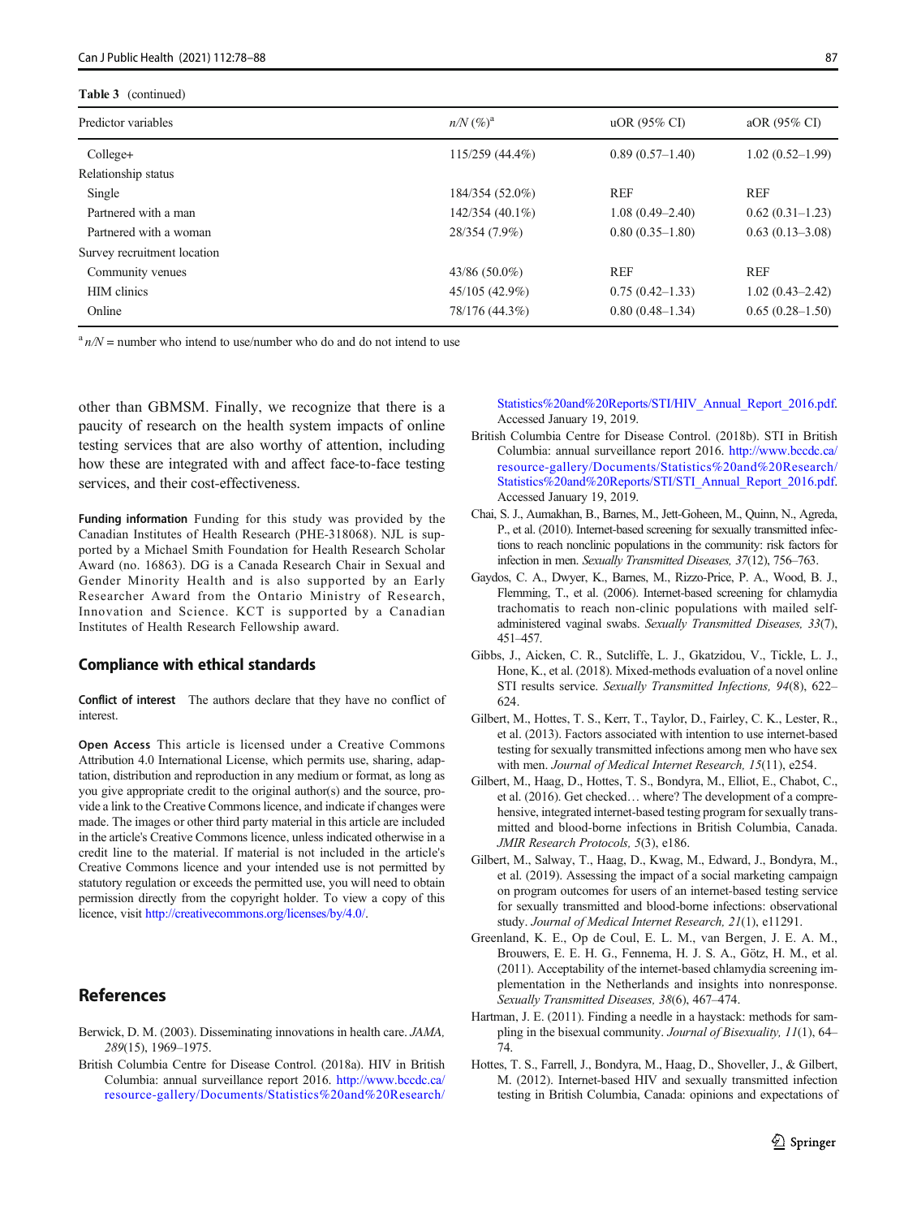Table 3 (continued)

| Predictor variables | $n/N$ (%)[a] | uOR (95% CI) | aOR (95% CI) |
|---|---|---|---|
| College+ | 115/259 (44.4%) | 0.89 (0.57–1.40) | 1.02 (0.52–1.99) |
| Relationship status | | | |
| Single | 184/354 (52.0%) | REF | REF |
| Partnered with a man | 142/354 (40.1%) | 1.08 (0.49–2.40) | 0.62 (0.31–1.23) |
| Partnered with a woman | 28/354 (7.9%) | 0.80 (0.35–1.80) | 0.63 (0.13–3.08) |
| Survey recruitment location | | | |
| Community venues | 43/86 (50.0%) | REF | REF |
| HIM clinics | 45/105 (42.9%) | 0.75 (0.42–1.33) | 1.02 (0.43–2.42) |
| Online | 78/176 (44.3%) | 0.80 (0.48–1.34) | 0.65 (0.28–1.50) |

[a] $n/N$ = number who intend to use/number who do and do not intend to use

other than GBMSM. Finally, we recognize that there is a paucity of research on the health system impacts of online testing services that are also worthy of attention, including how these are integrated with and affect face-to-face testing services, and their cost-effectiveness.

**Funding information** Funding for this study was provided by the Canadian Institutes of Health Research (PHE-318068). NJL is supported by a Michael Smith Foundation for Health Research Scholar Award (no. 16863). DG is a Canada Research Chair in Sexual and Gender Minority Health and is also supported by an Early Researcher Award from the Ontario Ministry of Research, Innovation and Science. KCT is supported by a Canadian Institutes of Health Research Fellowship award.

## Compliance with ethical standards

**Conflict of interest** The authors declare that they have no conflict of interest.

**Open Access** This article is licensed under a Creative Commons Attribution 4.0 International License, which permits use, sharing, adaptation, distribution and reproduction in any medium or format, as long as you give appropriate credit to the original author(s) and the source, provide a link to the Creative Commons licence, and indicate if changes were made. The images or other third party material in this article are included in the article's Creative Commons licence, unless indicated otherwise in a credit line to the material. If material is not included in the article's Creative Commons licence and your intended use is not permitted by statutory regulation or exceeds the permitted use, you will need to obtain permission directly from the copyright holder. To view a copy of this licence, visit http://creativecommons.org/licenses/by/4.0/.

## References

Berwick, D. M. (2003). Disseminating innovations in health care. *JAMA, 289*(15), 1969–1975.

British Columbia Centre for Disease Control. (2018a). HIV in British Columbia: annual surveillance report 2016. http://www.bccdc.ca/resource-gallery/Documents/Statistics%20and%20Research/Statistics%20and%20Reports/STI/HIV_Annual_Report_2016.pdf. Accessed January 19, 2019.

British Columbia Centre for Disease Control. (2018b). STI in British Columbia: annual surveillance report 2016. http://www.bccdc.ca/resource-gallery/Documents/Statistics%20and%20Research/Statistics%20and%20Reports/STI/STI_Annual_Report_2016.pdf. Accessed January 19, 2019.

Chai, S. J., Aumakhan, B., Barnes, M., Jett-Goheen, M., Quinn, N., Agreda, P., et al. (2010). Internet-based screening for sexually transmitted infections to reach nonclinic populations in the community: risk factors for infection in men. *Sexually Transmitted Diseases, 37*(12), 756–763.

Gaydos, C. A., Dwyer, K., Barnes, M., Rizzo-Price, P. A., Wood, B. J., Flemming, T., et al. (2006). Internet-based screening for chlamydia trachomatis to reach non-clinic populations with mailed self-administered vaginal swabs. *Sexually Transmitted Diseases, 33*(7), 451–457.

Gibbs, J., Aicken, C. R., Sutcliffe, L. J., Gkatzidou, V., Tickle, L. J., Hone, K., et al. (2018). Mixed-methods evaluation of a novel online STI results service. *Sexually Transmitted Infections, 94*(8), 622–624.

Gilbert, M., Hottes, T. S., Kerr, T., Taylor, D., Fairley, C. K., Lester, R., et al. (2013). Factors associated with intention to use internet-based testing for sexually transmitted infections among men who have sex with men. *Journal of Medical Internet Research, 15*(11), e254.

Gilbert, M., Haag, D., Hottes, T. S., Bondyra, M., Elliot, E., Chabot, C., et al. (2016). Get checked… where? The development of a comprehensive, integrated internet-based testing program for sexually transmitted and blood-borne infections in British Columbia, Canada. *JMIR Research Protocols, 5*(3), e186.

Gilbert, M., Salway, T., Haag, D., Kwag, M., Edward, J., Bondyra, M., et al. (2019). Assessing the impact of a social marketing campaign on program outcomes for users of an internet-based testing service for sexually transmitted and blood-borne infections: observational study. *Journal of Medical Internet Research, 21*(1), e11291.

Greenland, K. E., Op de Coul, E. L. M., van Bergen, J. E. A. M., Brouwers, E. E. H. G., Fennema, H. J. S. A., Götz, H. M., et al. (2011). Acceptability of the internet-based chlamydia screening implementation in the Netherlands and insights into nonresponse. *Sexually Transmitted Diseases, 38*(6), 467–474.

Hartman, J. E. (2011). Finding a needle in a haystack: methods for sampling in the bisexual community. *Journal of Bisexuality, 11*(1), 64–74.

Hottes, T. S., Farrell, J., Bondyra, M., Haag, D., Shoveller, J., & Gilbert, M. (2012). Internet-based HIV and sexually transmitted infection testing in British Columbia, Canada: opinions and expectations of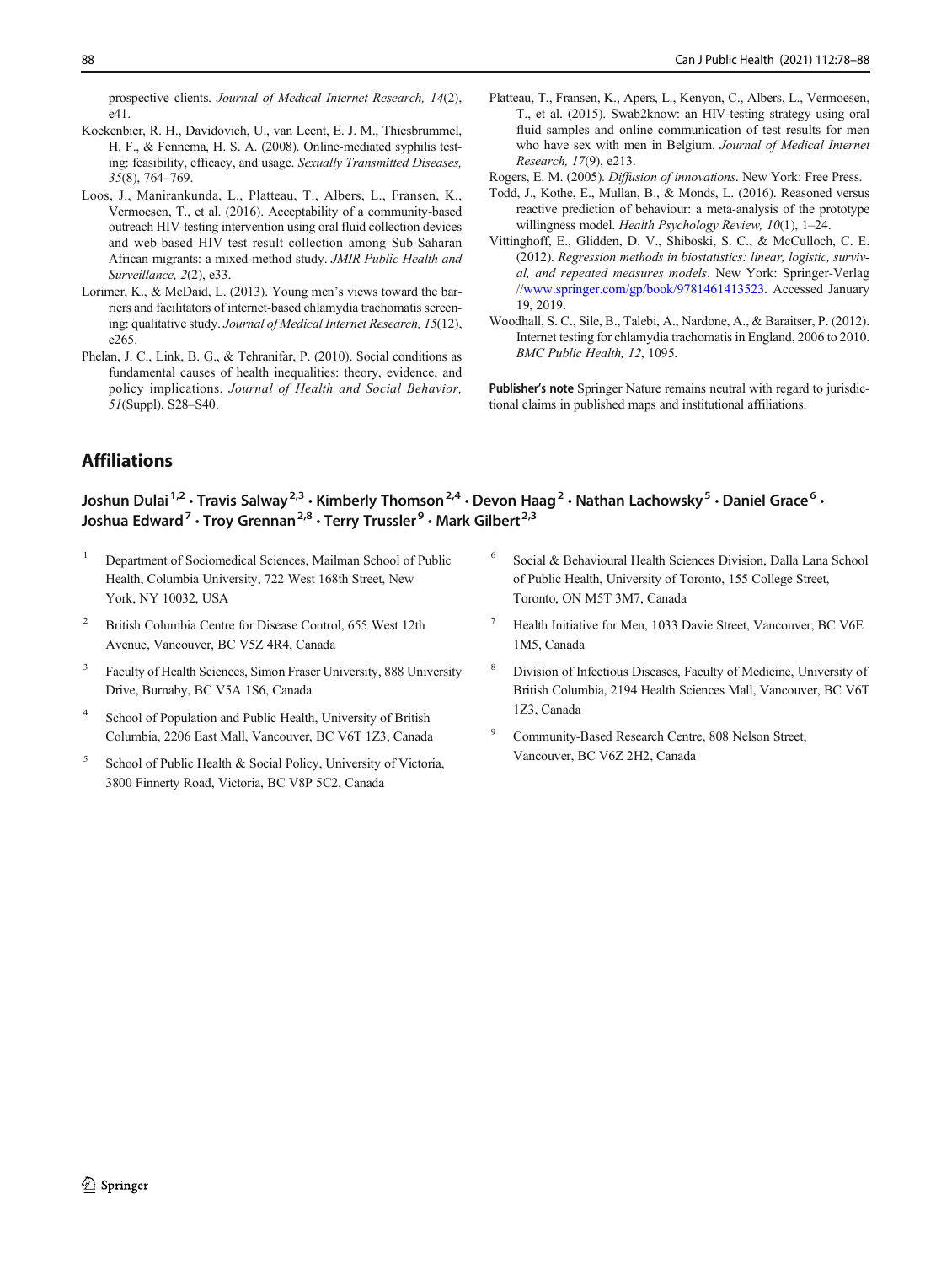prospective clients. *Journal of Medical Internet Research, 14*(2), e41.

Koekenbier, R. H., Davidovich, U., van Leent, E. J. M., Thiesbrummel, H. F., & Fennema, H. S. A. (2008). Online-mediated syphilis testing: feasibility, efficacy, and usage. *Sexually Transmitted Diseases, 35*(8), 764–769.

Loos, J., Manirankunda, L., Platteau, T., Albers, L., Fransen, K., Vermoesen, T., et al. (2016). Acceptability of a community-based outreach HIV-testing intervention using oral fluid collection devices and web-based HIV test result collection among Sub-Saharan African migrants: a mixed-method study. *JMIR Public Health and Surveillance, 2*(2), e33.

Lorimer, K., & McDaid, L. (2013). Young men's views toward the barriers and facilitators of internet-based chlamydia trachomatis screening: qualitative study. *Journal of Medical Internet Research, 15*(12), e265.

Phelan, J. C., Link, B. G., & Tehranifar, P. (2010). Social conditions as fundamental causes of health inequalities: theory, evidence, and policy implications. *Journal of Health and Social Behavior, 51*(Suppl), S28–S40.

Platteau, T., Fransen, K., Apers, L., Kenyon, C., Albers, L., Vermoesen, T., et al. (2015). Swab2know: an HIV-testing strategy using oral fluid samples and online communication of test results for men who have sex with men in Belgium. *Journal of Medical Internet Research, 17*(9), e213.

Rogers, E. M. (2005). *Diffusion of innovations*. New York: Free Press.

Todd, J., Kothe, E., Mullan, B., & Monds, L. (2016). Reasoned versus reactive prediction of behaviour: a meta-analysis of the prototype willingness model. *Health Psychology Review, 10*(1), 1–24.

Vittinghoff, E., Glidden, D. V., Shiboski, S. C., & McCulloch, C. E. (2012). *Regression methods in biostatistics: linear, logistic, survival, and repeated measures models*. New York: Springer-Verlag //www.springer.com/gp/book/9781461413523. Accessed January 19, 2019.

Woodhall, S. C., Sile, B., Talebi, A., Nardone, A., & Baraitser, P. (2012). Internet testing for chlamydia trachomatis in England, 2006 to 2010. *BMC Public Health, 12*, 1095.

**Publisher's note** Springer Nature remains neutral with regard to jurisdictional claims in published maps and institutional affiliations.

## Affiliations

**Joshun Dulai[1,2] · Travis Salway[2,3] · Kimberly Thomson[2,4] · Devon Haag[2] · Nathan Lachowsky[5] · Daniel Grace[6] · Joshua Edward[7] · Troy Grennan[2,8] · Terry Trussler[9] · Mark Gilbert[2,3]**

1. Department of Sociomedical Sciences, Mailman School of Public Health, Columbia University, 722 West 168th Street, New York, NY 10032, USA
2. British Columbia Centre for Disease Control, 655 West 12th Avenue, Vancouver, BC V5Z 4R4, Canada
3. Faculty of Health Sciences, Simon Fraser University, 888 University Drive, Burnaby, BC V5A 1S6, Canada
4. School of Population and Public Health, University of British Columbia, 2206 East Mall, Vancouver, BC V6T 1Z3, Canada
5. School of Public Health & Social Policy, University of Victoria, 3800 Finnerty Road, Victoria, BC V8P 5C2, Canada
6. Social & Behavioural Health Sciences Division, Dalla Lana School of Public Health, University of Toronto, 155 College Street, Toronto, ON M5T 3M7, Canada
7. Health Initiative for Men, 1033 Davie Street, Vancouver, BC V6E 1M5, Canada
8. Division of Infectious Diseases, Faculty of Medicine, University of British Columbia, 2194 Health Sciences Mall, Vancouver, BC V6T 1Z3, Canada
9. Community-Based Research Centre, 808 Nelson Street, Vancouver, BC V6Z 2H2, Canada